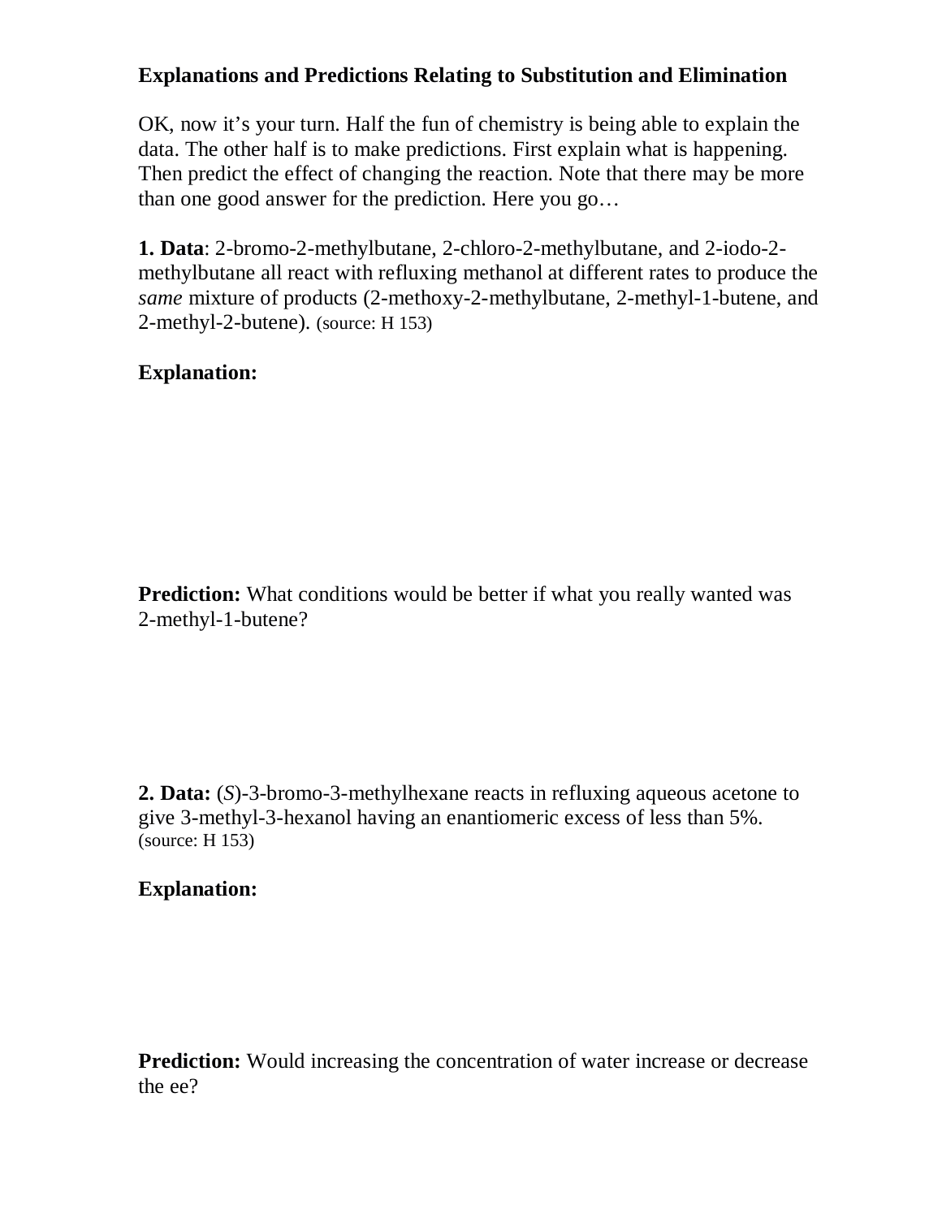**Explanations and Predictions Relating to Substitution and Elimination**

OK, now it's your turn. Half the fun of chemistry is being able to explain the data. The other half is to make predictions. First explain what is happening. Then predict the effect of changing the reaction. Note that there may be more than one good answer for the prediction. Here you go…

**1. Data**: 2-bromo-2-methylbutane, 2-chloro-2-methylbutane, and 2-iodo-2-methylbutane all react with refluxing methanol at different rates to produce the *same* mixture of products (2-methoxy-2-methylbutane, 2-methyl-1-butene, and 2-methyl-2-butene). (source: H 153)

**Explanation:**

**Prediction:** What conditions would be better if what you really wanted was 2-methyl-1-butene?

**2. Data:** (*S*)-3-bromo-3-methylhexane reacts in refluxing aqueous acetone to give 3-methyl-3-hexanol having an enantiomeric excess of less than 5%. (source: H 153)

**Explanation:**

**Prediction:** Would increasing the concentration of water increase or decrease the ee?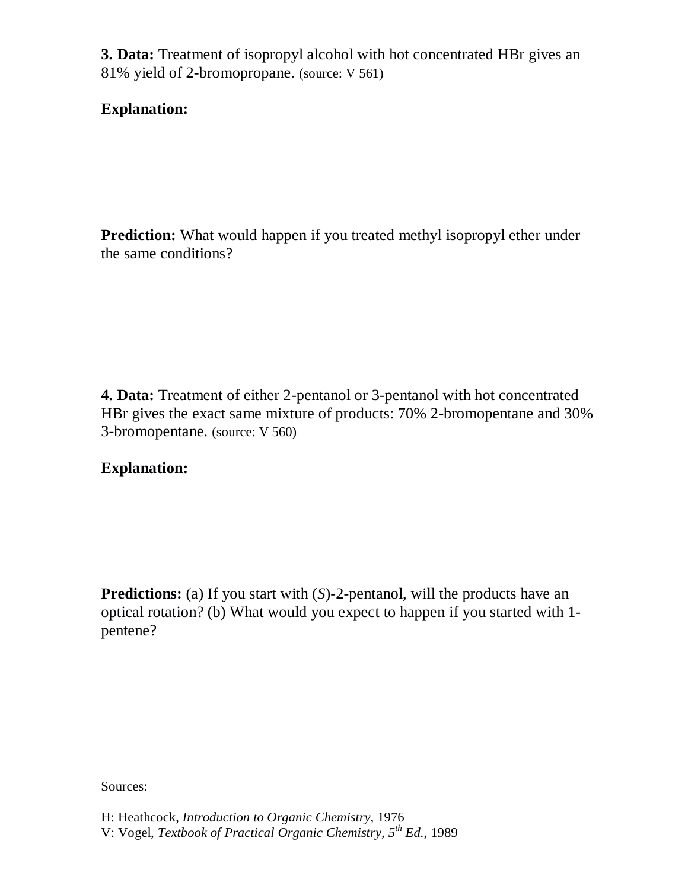**3. Data:** Treatment of isopropyl alcohol with hot concentrated HBr gives an 81% yield of 2-bromopropane. (source: V 561)

**Explanation:**

**Prediction:** What would happen if you treated methyl isopropyl ether under the same conditions?

**4. Data:** Treatment of either 2-pentanol or 3-pentanol with hot concentrated HBr gives the exact same mixture of products: 70% 2-bromopentane and 30% 3-bromopentane. (source: V 560)

**Explanation:**

**Predictions:** (a) If you start with (*S*)-2-pentanol, will the products have an optical rotation? (b) What would you expect to happen if you started with 1-pentene?

Sources:

H: Heathcock, *Introduction to Organic Chemistry*, 1976
V: Vogel, *Textbook of Practical Organic Chemistry, 5$^{th}$ Ed.*, 1989